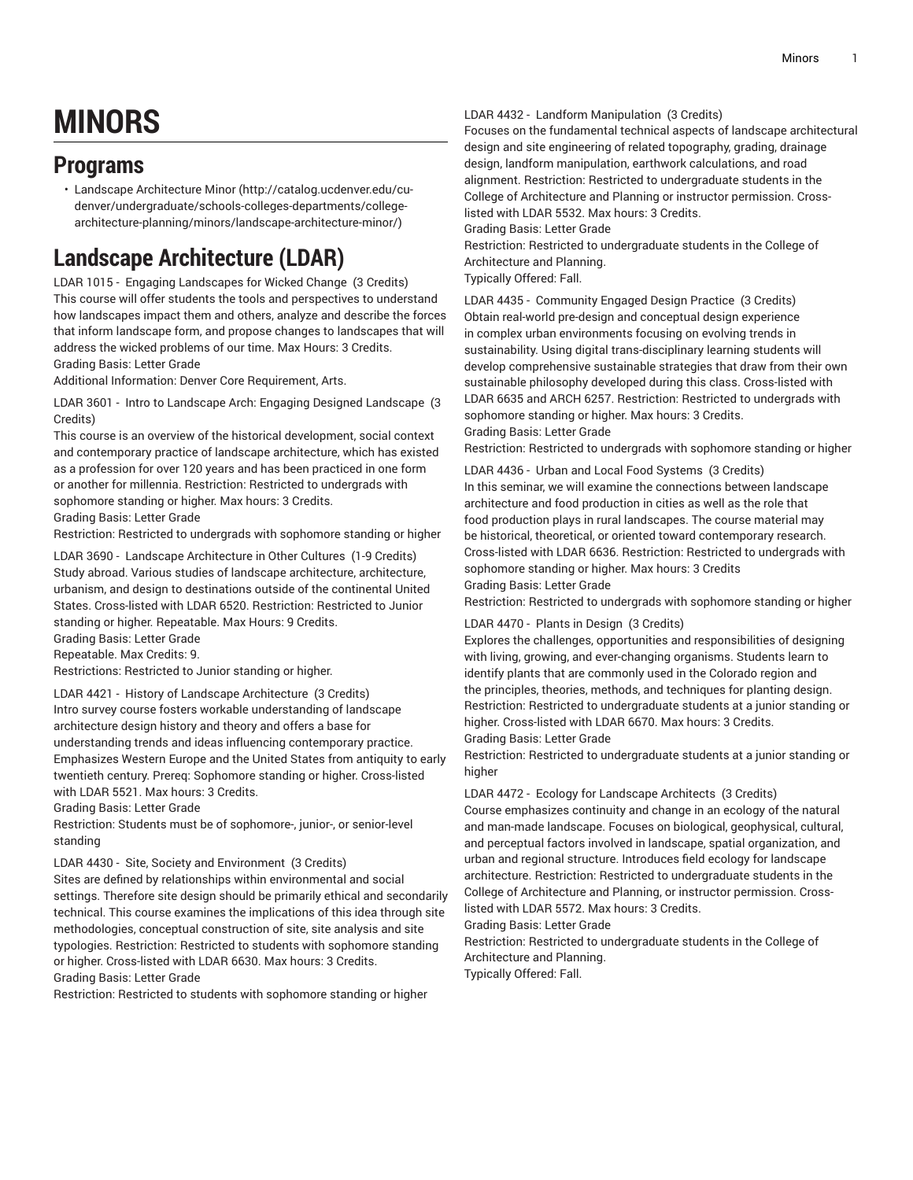# MINORS

## Programs

- Landscape Architecture Minor (http://catalog.ucdenver.edu/cu-denver/undergraduate/schools-colleges-departments/college-architecture-planning/minors/landscape-architecture-minor/)

## Landscape Architecture (LDAR)

LDAR 1015 - Engaging Landscapes for Wicked Change (3 Credits)
This course will offer students the tools and perspectives to understand how landscapes impact them and others, analyze and describe the forces that inform landscape form, and propose changes to landscapes that will address the wicked problems of our time. Max Hours: 3 Credits.
Grading Basis: Letter Grade
Additional Information: Denver Core Requirement, Arts.

LDAR 3601 - Intro to Landscape Arch: Engaging Designed Landscape (3 Credits)
This course is an overview of the historical development, social context and contemporary practice of landscape architecture, which has existed as a profession for over 120 years and has been practiced in one form or another for millennia. Restriction: Restricted to undergrads with sophomore standing or higher. Max hours: 3 Credits.
Grading Basis: Letter Grade
Restriction: Restricted to undergrads with sophomore standing or higher

LDAR 3690 - Landscape Architecture in Other Cultures (1-9 Credits)
Study abroad. Various studies of landscape architecture, architecture, urbanism, and design to destinations outside of the continental United States. Cross-listed with LDAR 6520. Restriction: Restricted to Junior standing or higher. Repeatable. Max Hours: 9 Credits.
Grading Basis: Letter Grade
Repeatable. Max Credits: 9.
Restrictions: Restricted to Junior standing or higher.

LDAR 4421 - History of Landscape Architecture (3 Credits)
Intro survey course fosters workable understanding of landscape architecture design history and theory and offers a base for understanding trends and ideas influencing contemporary practice. Emphasizes Western Europe and the United States from antiquity to early twentieth century. Prereq: Sophomore standing or higher. Cross-listed with LDAR 5521. Max hours: 3 Credits.
Grading Basis: Letter Grade
Restriction: Students must be of sophomore-, junior-, or senior-level standing

LDAR 4430 - Site, Society and Environment (3 Credits)
Sites are defined by relationships within environmental and social settings. Therefore site design should be primarily ethical and secondarily technical. This course examines the implications of this idea through site methodologies, conceptual construction of site, site analysis and site typologies. Restriction: Restricted to students with sophomore standing or higher. Cross-listed with LDAR 6630. Max hours: 3 Credits.
Grading Basis: Letter Grade
Restriction: Restricted to students with sophomore standing or higher

LDAR 4432 - Landform Manipulation (3 Credits)
Focuses on the fundamental technical aspects of landscape architectural design and site engineering of related topography, grading, drainage design, landform manipulation, earthwork calculations, and road alignment. Restriction: Restricted to undergraduate students in the College of Architecture and Planning or instructor permission. Cross-listed with LDAR 5532. Max hours: 3 Credits.
Grading Basis: Letter Grade
Restriction: Restricted to undergraduate students in the College of Architecture and Planning.
Typically Offered: Fall.

LDAR 4435 - Community Engaged Design Practice (3 Credits)
Obtain real-world pre-design and conceptual design experience in complex urban environments focusing on evolving trends in sustainability. Using digital trans-disciplinary learning students will develop comprehensive sustainable strategies that draw from their own sustainable philosophy developed during this class. Cross-listed with LDAR 6635 and ARCH 6257. Restriction: Restricted to undergrads with sophomore standing or higher. Max hours: 3 Credits.
Grading Basis: Letter Grade
Restriction: Restricted to undergrads with sophomore standing or higher

LDAR 4436 - Urban and Local Food Systems (3 Credits)
In this seminar, we will examine the connections between landscape architecture and food production in cities as well as the role that food production plays in rural landscapes. The course material may be historical, theoretical, or oriented toward contemporary research. Cross-listed with LDAR 6636. Restriction: Restricted to undergrads with sophomore standing or higher. Max hours: 3 Credits
Grading Basis: Letter Grade
Restriction: Restricted to undergrads with sophomore standing or higher

LDAR 4470 - Plants in Design (3 Credits)
Explores the challenges, opportunities and responsibilities of designing with living, growing, and ever-changing organisms. Students learn to identify plants that are commonly used in the Colorado region and the principles, theories, methods, and techniques for planting design. Restriction: Restricted to undergraduate students at a junior standing or higher. Cross-listed with LDAR 6670. Max hours: 3 Credits.
Grading Basis: Letter Grade
Restriction: Restricted to undergraduate students at a junior standing or higher

LDAR 4472 - Ecology for Landscape Architects (3 Credits)
Course emphasizes continuity and change in an ecology of the natural and man-made landscape. Focuses on biological, geophysical, cultural, and perceptual factors involved in landscape, spatial organization, and urban and regional structure. Introduces field ecology for landscape architecture. Restriction: Restricted to undergraduate students in the College of Architecture and Planning, or instructor permission. Cross-listed with LDAR 5572. Max hours: 3 Credits.
Grading Basis: Letter Grade
Restriction: Restricted to undergraduate students in the College of Architecture and Planning.
Typically Offered: Fall.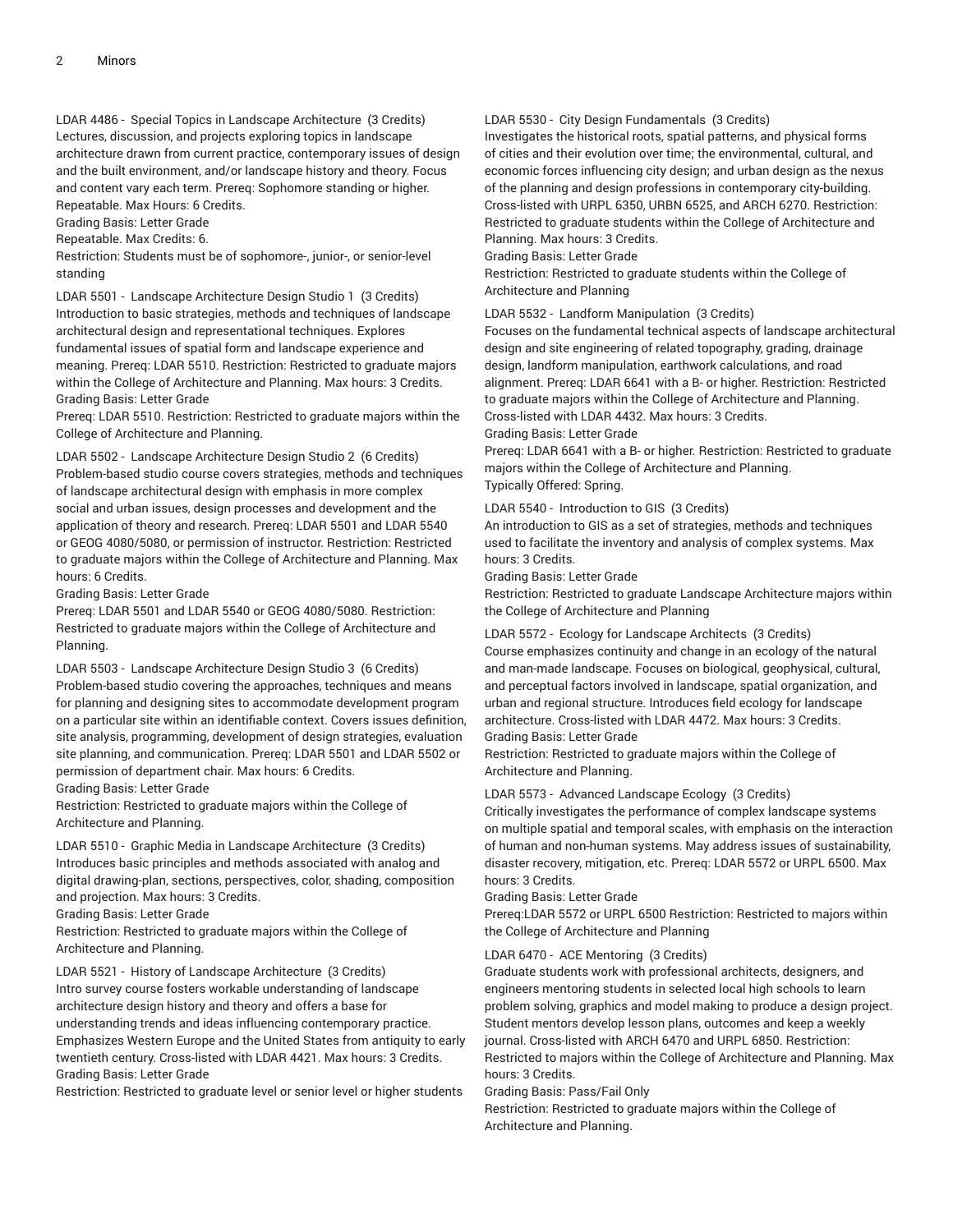LDAR 4486 - Special Topics in Landscape Architecture (3 Credits)
Lectures, discussion, and projects exploring topics in landscape architecture drawn from current practice, contemporary issues of design and the built environment, and/or landscape history and theory. Focus and content vary each term. Prereq: Sophomore standing or higher. Repeatable. Max Hours: 6 Credits.
Grading Basis: Letter Grade
Repeatable. Max Credits: 6.
Restriction: Students must be of sophomore-, junior-, or senior-level standing

LDAR 5501 - Landscape Architecture Design Studio 1 (3 Credits)
Introduction to basic strategies, methods and techniques of landscape architectural design and representational techniques. Explores fundamental issues of spatial form and landscape experience and meaning. Prereq: LDAR 5510. Restriction: Restricted to graduate majors within the College of Architecture and Planning. Max hours: 3 Credits.
Grading Basis: Letter Grade
Prereq: LDAR 5510. Restriction: Restricted to graduate majors within the College of Architecture and Planning.

LDAR 5502 - Landscape Architecture Design Studio 2 (6 Credits)
Problem-based studio course covers strategies, methods and techniques of landscape architectural design with emphasis in more complex social and urban issues, design processes and development and the application of theory and research. Prereq: LDAR 5501 and LDAR 5540 or GEOG 4080/5080, or permission of instructor. Restriction: Restricted to graduate majors within the College of Architecture and Planning. Max hours: 6 Credits.
Grading Basis: Letter Grade
Prereq: LDAR 5501 and LDAR 5540 or GEOG 4080/5080. Restriction: Restricted to graduate majors within the College of Architecture and Planning.

LDAR 5503 - Landscape Architecture Design Studio 3 (6 Credits)
Problem-based studio covering the approaches, techniques and means for planning and designing sites to accommodate development program on a particular site within an identifiable context. Covers issues definition, site analysis, programming, development of design strategies, evaluation site planning, and communication. Prereq: LDAR 5501 and LDAR 5502 or permission of department chair. Max hours: 6 Credits.
Grading Basis: Letter Grade
Restriction: Restricted to graduate majors within the College of Architecture and Planning.

LDAR 5510 - Graphic Media in Landscape Architecture (3 Credits)
Introduces basic principles and methods associated with analog and digital drawing-plan, sections, perspectives, color, shading, composition and projection. Max hours: 3 Credits.
Grading Basis: Letter Grade
Restriction: Restricted to graduate majors within the College of Architecture and Planning.

LDAR 5521 - History of Landscape Architecture (3 Credits)
Intro survey course fosters workable understanding of landscape architecture design history and theory and offers a base for understanding trends and ideas influencing contemporary practice. Emphasizes Western Europe and the United States from antiquity to early twentieth century. Cross-listed with LDAR 4421. Max hours: 3 Credits.
Grading Basis: Letter Grade
Restriction: Restricted to graduate level or senior level or higher students

LDAR 5530 - City Design Fundamentals (3 Credits)
Investigates the historical roots, spatial patterns, and physical forms of cities and their evolution over time; the environmental, cultural, and economic forces influencing city design; and urban design as the nexus of the planning and design professions in contemporary city-building. Cross-listed with URPL 6350, URBN 6525, and ARCH 6270. Restriction: Restricted to graduate students within the College of Architecture and Planning. Max hours: 3 Credits.
Grading Basis: Letter Grade
Restriction: Restricted to graduate students within the College of Architecture and Planning

LDAR 5532 - Landform Manipulation (3 Credits)
Focuses on the fundamental technical aspects of landscape architectural design and site engineering of related topography, grading, drainage design, landform manipulation, earthwork calculations, and road alignment. Prereq: LDAR 6641 with a B- or higher. Restriction: Restricted to graduate majors within the College of Architecture and Planning. Cross-listed with LDAR 4432. Max hours: 3 Credits.
Grading Basis: Letter Grade
Prereq: LDAR 6641 with a B- or higher. Restriction: Restricted to graduate majors within the College of Architecture and Planning.
Typically Offered: Spring.

LDAR 5540 - Introduction to GIS (3 Credits)
An introduction to GIS as a set of strategies, methods and techniques used to facilitate the inventory and analysis of complex systems. Max hours: 3 Credits.
Grading Basis: Letter Grade
Restriction: Restricted to graduate Landscape Architecture majors within the College of Architecture and Planning

LDAR 5572 - Ecology for Landscape Architects (3 Credits)
Course emphasizes continuity and change in an ecology of the natural and man-made landscape. Focuses on biological, geophysical, cultural, and perceptual factors involved in landscape, spatial organization, and urban and regional structure. Introduces field ecology for landscape architecture. Cross-listed with LDAR 4472. Max hours: 3 Credits.
Grading Basis: Letter Grade
Restriction: Restricted to graduate majors within the College of Architecture and Planning.

LDAR 5573 - Advanced Landscape Ecology (3 Credits)
Critically investigates the performance of complex landscape systems on multiple spatial and temporal scales, with emphasis on the interaction of human and non-human systems. May address issues of sustainability, disaster recovery, mitigation, etc. Prereq: LDAR 5572 or URPL 6500. Max hours: 3 Credits.
Grading Basis: Letter Grade
Prereq:LDAR 5572 or URPL 6500 Restriction: Restricted to majors within the College of Architecture and Planning

LDAR 6470 - ACE Mentoring (3 Credits)
Graduate students work with professional architects, designers, and engineers mentoring students in selected local high schools to learn problem solving, graphics and model making to produce a design project. Student mentors develop lesson plans, outcomes and keep a weekly journal. Cross-listed with ARCH 6470 and URPL 6850. Restriction: Restricted to majors within the College of Architecture and Planning. Max hours: 3 Credits.
Grading Basis: Pass/Fail Only
Restriction: Restricted to graduate majors within the College of Architecture and Planning.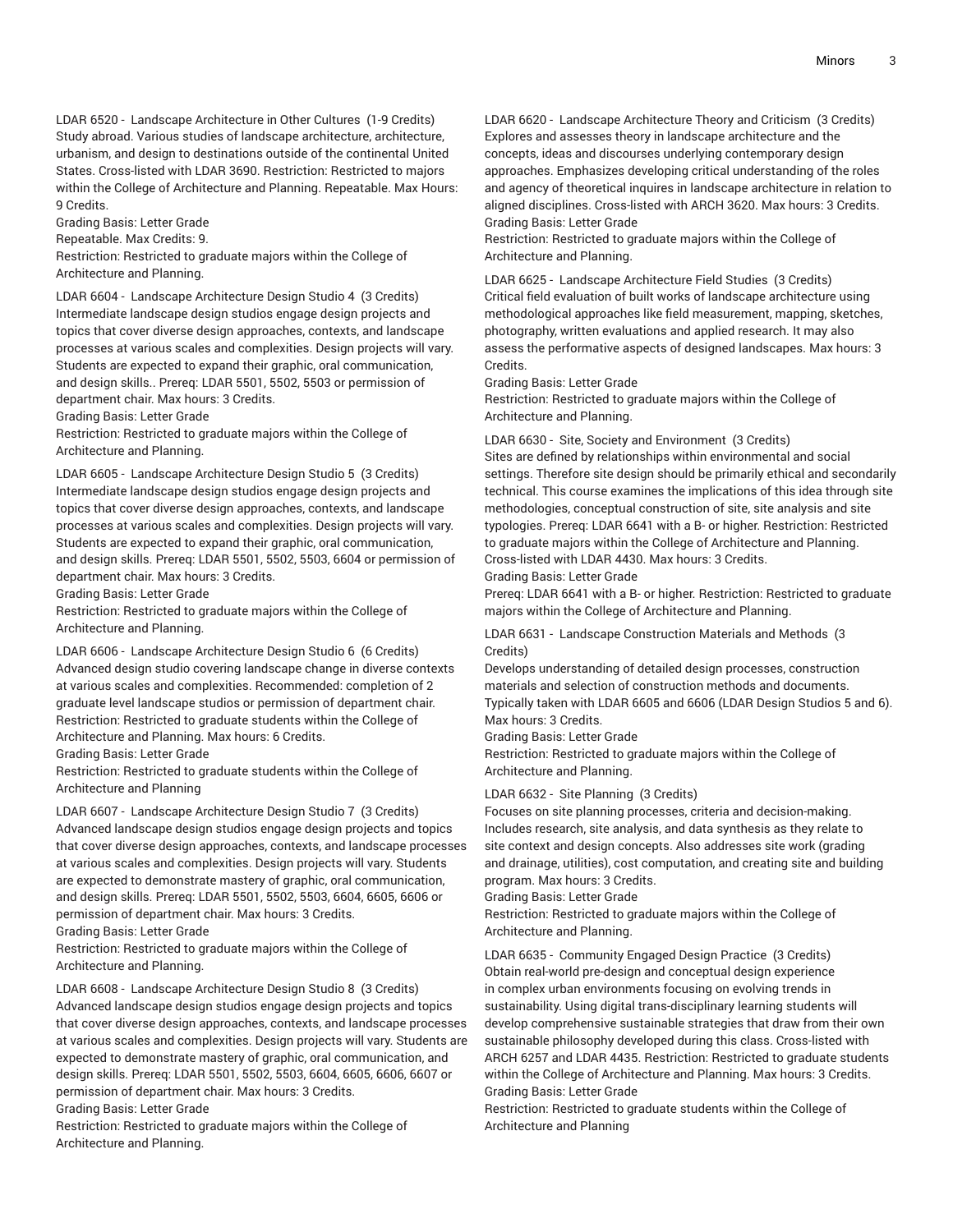LDAR 6520 - Landscape Architecture in Other Cultures (1-9 Credits)
Study abroad. Various studies of landscape architecture, architecture, urbanism, and design to destinations outside of the continental United States. Cross-listed with LDAR 3690. Restriction: Restricted to majors within the College of Architecture and Planning. Repeatable. Max Hours: 9 Credits.
Grading Basis: Letter Grade
Repeatable. Max Credits: 9.
Restriction: Restricted to graduate majors within the College of Architecture and Planning.

LDAR 6604 - Landscape Architecture Design Studio 4 (3 Credits)
Intermediate landscape design studios engage design projects and topics that cover diverse design approaches, contexts, and landscape processes at various scales and complexities. Design projects will vary. Students are expected to expand their graphic, oral communication, and design skills.. Prereq: LDAR 5501, 5502, 5503 or permission of department chair. Max hours: 3 Credits.
Grading Basis: Letter Grade
Restriction: Restricted to graduate majors within the College of Architecture and Planning.

LDAR 6605 - Landscape Architecture Design Studio 5 (3 Credits)
Intermediate landscape design studios engage design projects and topics that cover diverse design approaches, contexts, and landscape processes at various scales and complexities. Design projects will vary. Students are expected to expand their graphic, oral communication, and design skills. Prereq: LDAR 5501, 5502, 5503, 6604 or permission of department chair. Max hours: 3 Credits.
Grading Basis: Letter Grade
Restriction: Restricted to graduate majors within the College of Architecture and Planning.

LDAR 6606 - Landscape Architecture Design Studio 6 (6 Credits)
Advanced design studio covering landscape change in diverse contexts at various scales and complexities. Recommended: completion of 2 graduate level landscape studios or permission of department chair. Restriction: Restricted to graduate students within the College of Architecture and Planning. Max hours: 6 Credits.
Grading Basis: Letter Grade
Restriction: Restricted to graduate students within the College of Architecture and Planning

LDAR 6607 - Landscape Architecture Design Studio 7 (3 Credits)
Advanced landscape design studios engage design projects and topics that cover diverse design approaches, contexts, and landscape processes at various scales and complexities. Design projects will vary. Students are expected to demonstrate mastery of graphic, oral communication, and design skills. Prereq: LDAR 5501, 5502, 5503, 6604, 6605, 6606 or permission of department chair. Max hours: 3 Credits.
Grading Basis: Letter Grade
Restriction: Restricted to graduate majors within the College of Architecture and Planning.

LDAR 6608 - Landscape Architecture Design Studio 8 (3 Credits)
Advanced landscape design studios engage design projects and topics that cover diverse design approaches, contexts, and landscape processes at various scales and complexities. Design projects will vary. Students are expected to demonstrate mastery of graphic, oral communication, and design skills. Prereq: LDAR 5501, 5502, 5503, 6604, 6605, 6606, 6607 or permission of department chair. Max hours: 3 Credits.
Grading Basis: Letter Grade
Restriction: Restricted to graduate majors within the College of Architecture and Planning.

LDAR 6620 - Landscape Architecture Theory and Criticism (3 Credits)
Explores and assesses theory in landscape architecture and the concepts, ideas and discourses underlying contemporary design approaches. Emphasizes developing critical understanding of the roles and agency of theoretical inquires in landscape architecture in relation to aligned disciplines. Cross-listed with ARCH 3620. Max hours: 3 Credits.
Grading Basis: Letter Grade
Restriction: Restricted to graduate majors within the College of Architecture and Planning.

LDAR 6625 - Landscape Architecture Field Studies (3 Credits)
Critical field evaluation of built works of landscape architecture using methodological approaches like field measurement, mapping, sketches, photography, written evaluations and applied research. It may also assess the performative aspects of designed landscapes. Max hours: 3 Credits.
Grading Basis: Letter Grade
Restriction: Restricted to graduate majors within the College of Architecture and Planning.

LDAR 6630 - Site, Society and Environment (3 Credits)
Sites are defined by relationships within environmental and social settings. Therefore site design should be primarily ethical and secondarily technical. This course examines the implications of this idea through site methodologies, conceptual construction of site, site analysis and site typologies. Prereq: LDAR 6641 with a B- or higher. Restriction: Restricted to graduate majors within the College of Architecture and Planning. Cross-listed with LDAR 4430. Max hours: 3 Credits.
Grading Basis: Letter Grade
Prereq: LDAR 6641 with a B- or higher. Restriction: Restricted to graduate majors within the College of Architecture and Planning.

LDAR 6631 - Landscape Construction Materials and Methods (3 Credits)
Develops understanding of detailed design processes, construction materials and selection of construction methods and documents. Typically taken with LDAR 6605 and 6606 (LDAR Design Studios 5 and 6). Max hours: 3 Credits.
Grading Basis: Letter Grade
Restriction: Restricted to graduate majors within the College of Architecture and Planning.

LDAR 6632 - Site Planning (3 Credits)
Focuses on site planning processes, criteria and decision-making. Includes research, site analysis, and data synthesis as they relate to site context and design concepts. Also addresses site work (grading and drainage, utilities), cost computation, and creating site and building program. Max hours: 3 Credits.
Grading Basis: Letter Grade
Restriction: Restricted to graduate majors within the College of Architecture and Planning.

LDAR 6635 - Community Engaged Design Practice (3 Credits)
Obtain real-world pre-design and conceptual design experience in complex urban environments focusing on evolving trends in sustainability. Using digital trans-disciplinary learning students will develop comprehensive sustainable strategies that draw from their own sustainable philosophy developed during this class. Cross-listed with ARCH 6257 and LDAR 4435. Restriction: Restricted to graduate students within the College of Architecture and Planning. Max hours: 3 Credits.
Grading Basis: Letter Grade
Restriction: Restricted to graduate students within the College of Architecture and Planning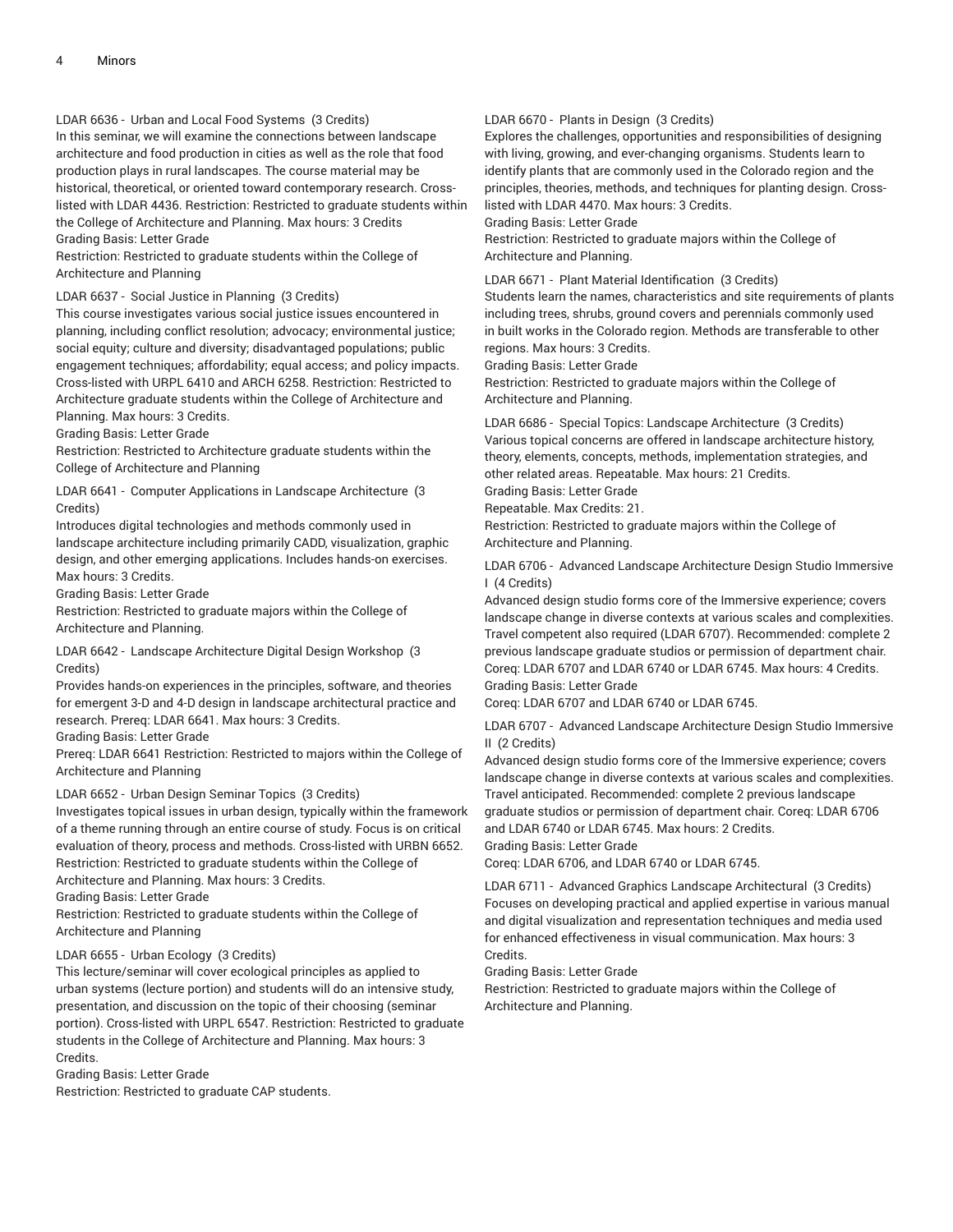LDAR 6636 - Urban and Local Food Systems (3 Credits)
In this seminar, we will examine the connections between landscape architecture and food production in cities as well as the role that food production plays in rural landscapes. The course material may be historical, theoretical, or oriented toward contemporary research. Cross-listed with LDAR 4436. Restriction: Restricted to graduate students within the College of Architecture and Planning. Max hours: 3 Credits
Grading Basis: Letter Grade
Restriction: Restricted to graduate students within the College of Architecture and Planning

LDAR 6637 - Social Justice in Planning (3 Credits)
This course investigates various social justice issues encountered in planning, including conflict resolution; advocacy; environmental justice; social equity; culture and diversity; disadvantaged populations; public engagement techniques; affordability; equal access; and policy impacts. Cross-listed with URPL 6410 and ARCH 6258. Restriction: Restricted to Architecture graduate students within the College of Architecture and Planning. Max hours: 3 Credits.
Grading Basis: Letter Grade
Restriction: Restricted to Architecture graduate students within the College of Architecture and Planning

LDAR 6641 - Computer Applications in Landscape Architecture (3 Credits)
Introduces digital technologies and methods commonly used in landscape architecture including primarily CADD, visualization, graphic design, and other emerging applications. Includes hands-on exercises. Max hours: 3 Credits.
Grading Basis: Letter Grade
Restriction: Restricted to graduate majors within the College of Architecture and Planning.

LDAR 6642 - Landscape Architecture Digital Design Workshop (3 Credits)
Provides hands-on experiences in the principles, software, and theories for emergent 3-D and 4-D design in landscape architectural practice and research. Prereq: LDAR 6641. Max hours: 3 Credits.
Grading Basis: Letter Grade
Prereq: LDAR 6641 Restriction: Restricted to majors within the College of Architecture and Planning

LDAR 6652 - Urban Design Seminar Topics (3 Credits)
Investigates topical issues in urban design, typically within the framework of a theme running through an entire course of study. Focus is on critical evaluation of theory, process and methods. Cross-listed with URBN 6652. Restriction: Restricted to graduate students within the College of Architecture and Planning. Max hours: 3 Credits.
Grading Basis: Letter Grade
Restriction: Restricted to graduate students within the College of Architecture and Planning

LDAR 6655 - Urban Ecology (3 Credits)
This lecture/seminar will cover ecological principles as applied to urban systems (lecture portion) and students will do an intensive study, presentation, and discussion on the topic of their choosing (seminar portion). Cross-listed with URPL 6547. Restriction: Restricted to graduate students in the College of Architecture and Planning. Max hours: 3 Credits.
Grading Basis: Letter Grade
Restriction: Restricted to graduate CAP students.

LDAR 6670 - Plants in Design (3 Credits)
Explores the challenges, opportunities and responsibilities of designing with living, growing, and ever-changing organisms. Students learn to identify plants that are commonly used in the Colorado region and the principles, theories, methods, and techniques for planting design. Cross-listed with LDAR 4470. Max hours: 3 Credits.
Grading Basis: Letter Grade
Restriction: Restricted to graduate majors within the College of Architecture and Planning.

LDAR 6671 - Plant Material Identification (3 Credits)
Students learn the names, characteristics and site requirements of plants including trees, shrubs, ground covers and perennials commonly used in built works in the Colorado region. Methods are transferable to other regions. Max hours: 3 Credits.
Grading Basis: Letter Grade
Restriction: Restricted to graduate majors within the College of Architecture and Planning.

LDAR 6686 - Special Topics: Landscape Architecture (3 Credits)
Various topical concerns are offered in landscape architecture history, theory, elements, concepts, methods, implementation strategies, and other related areas. Repeatable. Max hours: 21 Credits.
Grading Basis: Letter Grade
Repeatable. Max Credits: 21.
Restriction: Restricted to graduate majors within the College of Architecture and Planning.

LDAR 6706 - Advanced Landscape Architecture Design Studio Immersive I (4 Credits)
Advanced design studio forms core of the Immersive experience; covers landscape change in diverse contexts at various scales and complexities. Travel competent also required (LDAR 6707). Recommended: complete 2 previous landscape graduate studios or permission of department chair. Coreq: LDAR 6707 and LDAR 6740 or LDAR 6745. Max hours: 4 Credits.
Grading Basis: Letter Grade
Coreq: LDAR 6707 and LDAR 6740 or LDAR 6745.

LDAR 6707 - Advanced Landscape Architecture Design Studio Immersive II (2 Credits)
Advanced design studio forms core of the Immersive experience; covers landscape change in diverse contexts at various scales and complexities. Travel anticipated. Recommended: complete 2 previous landscape graduate studios or permission of department chair. Coreq: LDAR 6706 and LDAR 6740 or LDAR 6745. Max hours: 2 Credits.
Grading Basis: Letter Grade
Coreq: LDAR 6706, and LDAR 6740 or LDAR 6745.

LDAR 6711 - Advanced Graphics Landscape Architectural (3 Credits)
Focuses on developing practical and applied expertise in various manual and digital visualization and representation techniques and media used for enhanced effectiveness in visual communication. Max hours: 3 Credits.
Grading Basis: Letter Grade
Restriction: Restricted to graduate majors within the College of Architecture and Planning.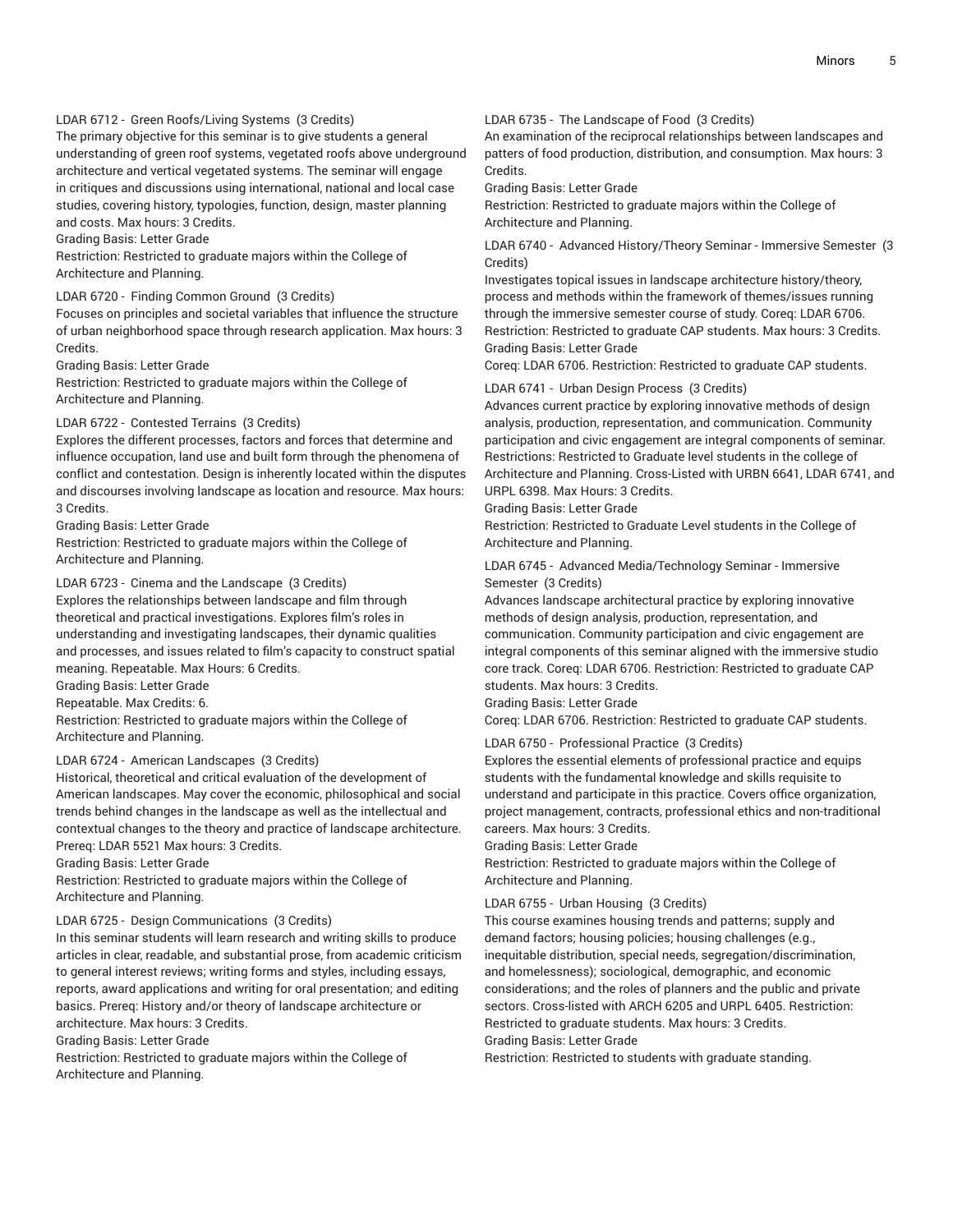LDAR 6712 - Green Roofs/Living Systems (3 Credits)
The primary objective for this seminar is to give students a general understanding of green roof systems, vegetated roofs above underground architecture and vertical vegetated systems. The seminar will engage in critiques and discussions using international, national and local case studies, covering history, typologies, function, design, master planning and costs. Max hours: 3 Credits.
Grading Basis: Letter Grade
Restriction: Restricted to graduate majors within the College of Architecture and Planning.

LDAR 6720 - Finding Common Ground (3 Credits)
Focuses on principles and societal variables that influence the structure of urban neighborhood space through research application. Max hours: 3 Credits.
Grading Basis: Letter Grade
Restriction: Restricted to graduate majors within the College of Architecture and Planning.

LDAR 6722 - Contested Terrains (3 Credits)
Explores the different processes, factors and forces that determine and influence occupation, land use and built form through the phenomena of conflict and contestation. Design is inherently located within the disputes and discourses involving landscape as location and resource. Max hours: 3 Credits.
Grading Basis: Letter Grade
Restriction: Restricted to graduate majors within the College of Architecture and Planning.

LDAR 6723 - Cinema and the Landscape (3 Credits)
Explores the relationships between landscape and film through theoretical and practical investigations. Explores film's roles in understanding and investigating landscapes, their dynamic qualities and processes, and issues related to film's capacity to construct spatial meaning. Repeatable. Max Hours: 6 Credits.
Grading Basis: Letter Grade
Repeatable. Max Credits: 6.
Restriction: Restricted to graduate majors within the College of Architecture and Planning.

LDAR 6724 - American Landscapes (3 Credits)
Historical, theoretical and critical evaluation of the development of American landscapes. May cover the economic, philosophical and social trends behind changes in the landscape as well as the intellectual and contextual changes to the theory and practice of landscape architecture. Prereq: LDAR 5521 Max hours: 3 Credits.
Grading Basis: Letter Grade
Restriction: Restricted to graduate majors within the College of Architecture and Planning.

LDAR 6725 - Design Communications (3 Credits)
In this seminar students will learn research and writing skills to produce articles in clear, readable, and substantial prose, from academic criticism to general interest reviews; writing forms and styles, including essays, reports, award applications and writing for oral presentation; and editing basics. Prereq: History and/or theory of landscape architecture or architecture. Max hours: 3 Credits.
Grading Basis: Letter Grade
Restriction: Restricted to graduate majors within the College of Architecture and Planning.

LDAR 6735 - The Landscape of Food (3 Credits)
An examination of the reciprocal relationships between landscapes and patters of food production, distribution, and consumption. Max hours: 3 Credits.
Grading Basis: Letter Grade
Restriction: Restricted to graduate majors within the College of Architecture and Planning.

LDAR 6740 - Advanced History/Theory Seminar - Immersive Semester (3 Credits)
Investigates topical issues in landscape architecture history/theory, process and methods within the framework of themes/issues running through the immersive semester course of study. Coreq: LDAR 6706. Restriction: Restricted to graduate CAP students. Max hours: 3 Credits.
Grading Basis: Letter Grade
Coreq: LDAR 6706. Restriction: Restricted to graduate CAP students.

LDAR 6741 - Urban Design Process (3 Credits)
Advances current practice by exploring innovative methods of design analysis, production, representation, and communication. Community participation and civic engagement are integral components of seminar. Restrictions: Restricted to Graduate level students in the college of Architecture and Planning. Cross-Listed with URBN 6641, LDAR 6741, and URPL 6398. Max Hours: 3 Credits.
Grading Basis: Letter Grade
Restriction: Restricted to Graduate Level students in the College of Architecture and Planning.

LDAR 6745 - Advanced Media/Technology Seminar - Immersive Semester (3 Credits)
Advances landscape architectural practice by exploring innovative methods of design analysis, production, representation, and communication. Community participation and civic engagement are integral components of this seminar aligned with the immersive studio core track. Coreq: LDAR 6706. Restriction: Restricted to graduate CAP students. Max hours: 3 Credits.
Grading Basis: Letter Grade
Coreq: LDAR 6706. Restriction: Restricted to graduate CAP students.

LDAR 6750 - Professional Practice (3 Credits)
Explores the essential elements of professional practice and equips students with the fundamental knowledge and skills requisite to understand and participate in this practice. Covers office organization, project management, contracts, professional ethics and non-traditional careers. Max hours: 3 Credits.
Grading Basis: Letter Grade
Restriction: Restricted to graduate majors within the College of Architecture and Planning.

LDAR 6755 - Urban Housing (3 Credits)
This course examines housing trends and patterns; supply and demand factors; housing policies; housing challenges (e.g., inequitable distribution, special needs, segregation/discrimination, and homelessness); sociological, demographic, and economic considerations; and the roles of planners and the public and private sectors. Cross-listed with ARCH 6205 and URPL 6405. Restriction: Restricted to graduate students. Max hours: 3 Credits.
Grading Basis: Letter Grade
Restriction: Restricted to students with graduate standing.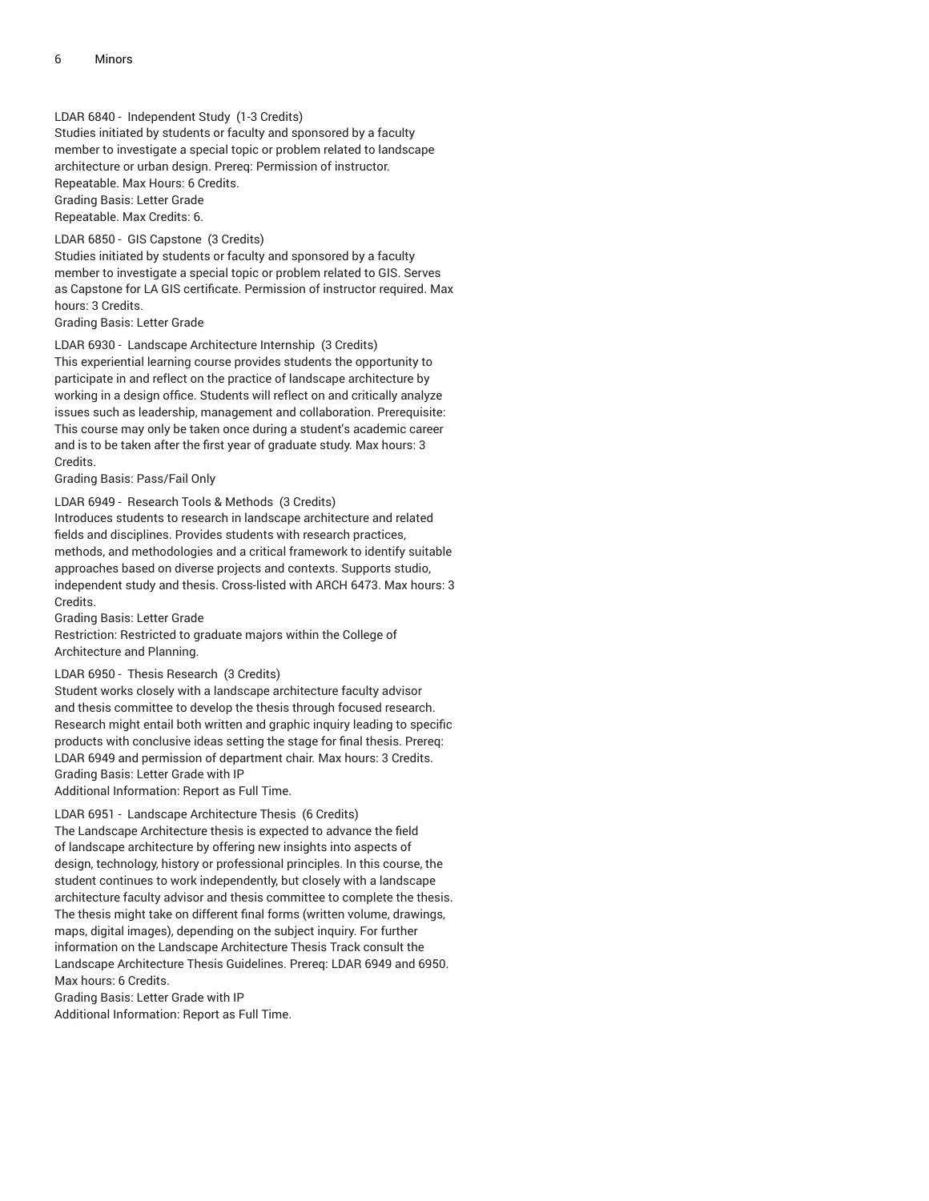LDAR 6840 - Independent Study (1-3 Credits)
Studies initiated by students or faculty and sponsored by a faculty member to investigate a special topic or problem related to landscape architecture or urban design. Prereq: Permission of instructor. Repeatable. Max Hours: 6 Credits.
Grading Basis: Letter Grade
Repeatable. Max Credits: 6.

LDAR 6850 - GIS Capstone (3 Credits)
Studies initiated by students or faculty and sponsored by a faculty member to investigate a special topic or problem related to GIS. Serves as Capstone for LA GIS certificate. Permission of instructor required. Max hours: 3 Credits.
Grading Basis: Letter Grade

LDAR 6930 - Landscape Architecture Internship (3 Credits)
This experiential learning course provides students the opportunity to participate in and reflect on the practice of landscape architecture by working in a design office. Students will reflect on and critically analyze issues such as leadership, management and collaboration. Prerequisite: This course may only be taken once during a student's academic career and is to be taken after the first year of graduate study. Max hours: 3 Credits.
Grading Basis: Pass/Fail Only

LDAR 6949 - Research Tools & Methods (3 Credits)
Introduces students to research in landscape architecture and related fields and disciplines. Provides students with research practices, methods, and methodologies and a critical framework to identify suitable approaches based on diverse projects and contexts. Supports studio, independent study and thesis. Cross-listed with ARCH 6473. Max hours: 3 Credits.
Grading Basis: Letter Grade
Restriction: Restricted to graduate majors within the College of Architecture and Planning.

LDAR 6950 - Thesis Research (3 Credits)
Student works closely with a landscape architecture faculty advisor and thesis committee to develop the thesis through focused research. Research might entail both written and graphic inquiry leading to specific products with conclusive ideas setting the stage for final thesis. Prereq: LDAR 6949 and permission of department chair. Max hours: 3 Credits.
Grading Basis: Letter Grade with IP
Additional Information: Report as Full Time.

LDAR 6951 - Landscape Architecture Thesis (6 Credits)
The Landscape Architecture thesis is expected to advance the field of landscape architecture by offering new insights into aspects of design, technology, history or professional principles. In this course, the student continues to work independently, but closely with a landscape architecture faculty advisor and thesis committee to complete the thesis. The thesis might take on different final forms (written volume, drawings, maps, digital images), depending on the subject inquiry. For further information on the Landscape Architecture Thesis Track consult the Landscape Architecture Thesis Guidelines. Prereq: LDAR 6949 and 6950. Max hours: 6 Credits.
Grading Basis: Letter Grade with IP
Additional Information: Report as Full Time.